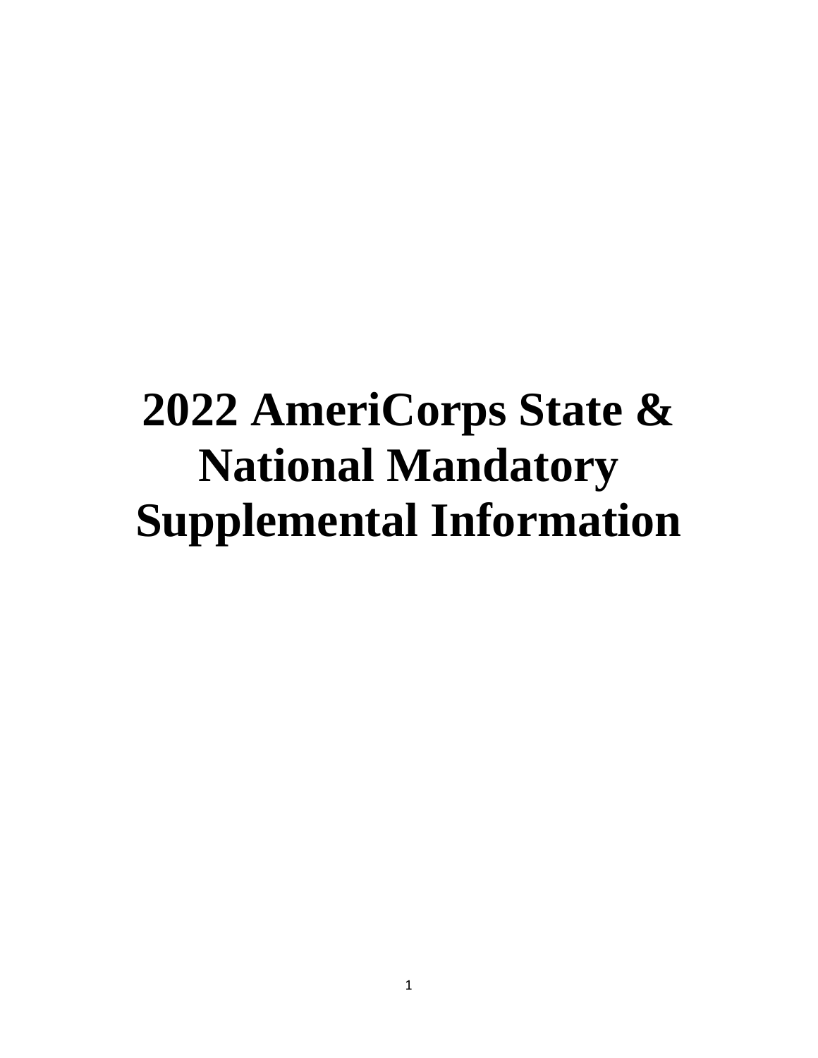# 2022 AmeriCorps State & National Mandatory Supplemental Information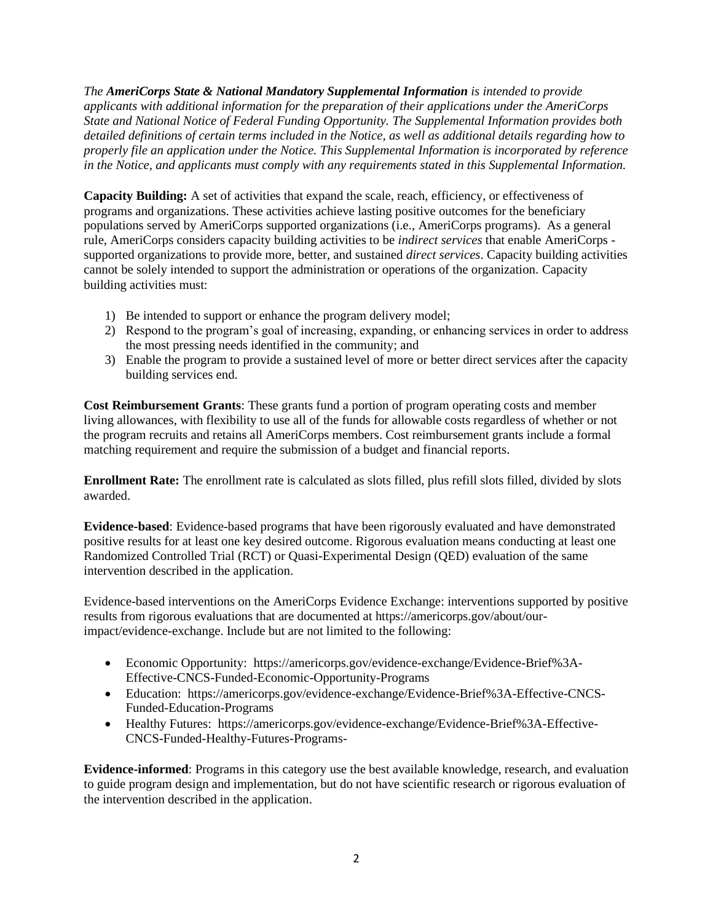*The **AmeriCorps State & National Mandatory Supplemental Information** is intended to provide applicants with additional information for the preparation of their applications under the AmeriCorps State and National Notice of Federal Funding Opportunity. The Supplemental Information provides both detailed definitions of certain terms included in the Notice, as well as additional details regarding how to properly file an application under the Notice. This Supplemental Information is incorporated by reference in the Notice, and applicants must comply with any requirements stated in this Supplemental Information.*

**Capacity Building:** A set of activities that expand the scale, reach, efficiency, or effectiveness of programs and organizations. These activities achieve lasting positive outcomes for the beneficiary populations served by AmeriCorps supported organizations (i.e., AmeriCorps programs). As a general rule, AmeriCorps considers capacity building activities to be *indirect services* that enable AmeriCorps - supported organizations to provide more, better, and sustained *direct services*. Capacity building activities cannot be solely intended to support the administration or operations of the organization. Capacity building activities must:

1) Be intended to support or enhance the program delivery model;
2) Respond to the program's goal of increasing, expanding, or enhancing services in order to address the most pressing needs identified in the community; and
3) Enable the program to provide a sustained level of more or better direct services after the capacity building services end.

**Cost Reimbursement Grants**: These grants fund a portion of program operating costs and member living allowances, with flexibility to use all of the funds for allowable costs regardless of whether or not the program recruits and retains all AmeriCorps members. Cost reimbursement grants include a formal matching requirement and require the submission of a budget and financial reports.

**Enrollment Rate:** The enrollment rate is calculated as slots filled, plus refill slots filled, divided by slots awarded.

**Evidence-based**: Evidence-based programs that have been rigorously evaluated and have demonstrated positive results for at least one key desired outcome. Rigorous evaluation means conducting at least one Randomized Controlled Trial (RCT) or Quasi-Experimental Design (QED) evaluation of the same intervention described in the application.

Evidence-based interventions on the AmeriCorps Evidence Exchange: interventions supported by positive results from rigorous evaluations that are documented at https://americorps.gov/about/our-impact/evidence-exchange. Include but are not limited to the following:

- Economic Opportunity: https://americorps.gov/evidence-exchange/Evidence-Brief%3A-Effective-CNCS-Funded-Economic-Opportunity-Programs
- Education: https://americorps.gov/evidence-exchange/Evidence-Brief%3A-Effective-CNCS-Funded-Education-Programs
- Healthy Futures: https://americorps.gov/evidence-exchange/Evidence-Brief%3A-Effective-CNCS-Funded-Healthy-Futures-Programs-

**Evidence-informed**: Programs in this category use the best available knowledge, research, and evaluation to guide program design and implementation, but do not have scientific research or rigorous evaluation of the intervention described in the application.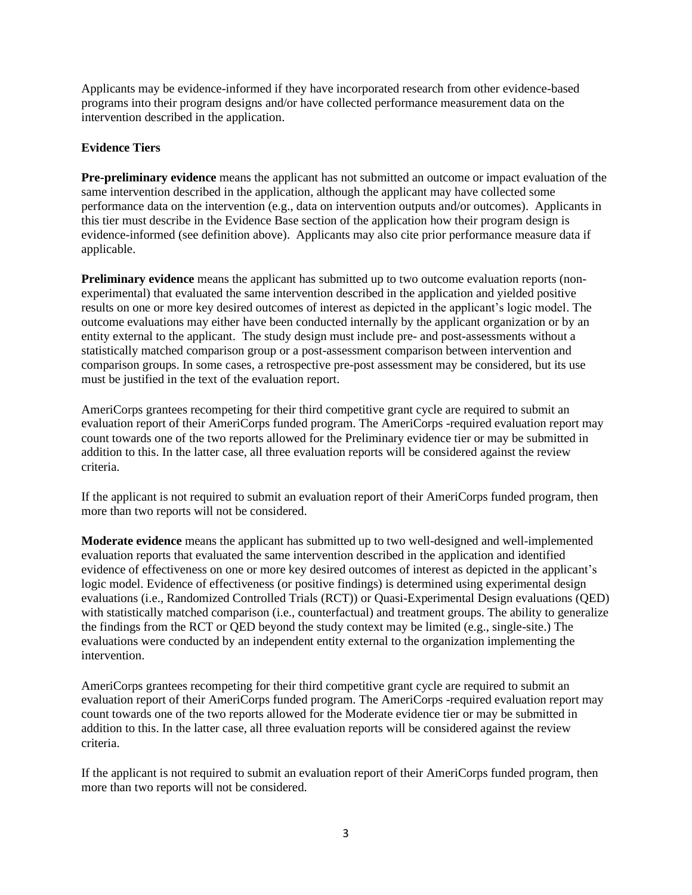Applicants may be evidence-informed if they have incorporated research from other evidence-based programs into their program designs and/or have collected performance measurement data on the intervention described in the application.

**Evidence Tiers**

**Pre-preliminary evidence** means the applicant has not submitted an outcome or impact evaluation of the same intervention described in the application, although the applicant may have collected some performance data on the intervention (e.g., data on intervention outputs and/or outcomes). Applicants in this tier must describe in the Evidence Base section of the application how their program design is evidence-informed (see definition above). Applicants may also cite prior performance measure data if applicable.

**Preliminary evidence** means the applicant has submitted up to two outcome evaluation reports (non-experimental) that evaluated the same intervention described in the application and yielded positive results on one or more key desired outcomes of interest as depicted in the applicant's logic model. The outcome evaluations may either have been conducted internally by the applicant organization or by an entity external to the applicant. The study design must include pre- and post-assessments without a statistically matched comparison group or a post-assessment comparison between intervention and comparison groups. In some cases, a retrospective pre-post assessment may be considered, but its use must be justified in the text of the evaluation report.

AmeriCorps grantees recompeting for their third competitive grant cycle are required to submit an evaluation report of their AmeriCorps funded program. The AmeriCorps -required evaluation report may count towards one of the two reports allowed for the Preliminary evidence tier or may be submitted in addition to this. In the latter case, all three evaluation reports will be considered against the review criteria.

If the applicant is not required to submit an evaluation report of their AmeriCorps funded program, then more than two reports will not be considered.

**Moderate evidence** means the applicant has submitted up to two well-designed and well-implemented evaluation reports that evaluated the same intervention described in the application and identified evidence of effectiveness on one or more key desired outcomes of interest as depicted in the applicant's logic model. Evidence of effectiveness (or positive findings) is determined using experimental design evaluations (i.e., Randomized Controlled Trials (RCT)) or Quasi-Experimental Design evaluations (QED) with statistically matched comparison (i.e., counterfactual) and treatment groups. The ability to generalize the findings from the RCT or QED beyond the study context may be limited (e.g., single-site.) The evaluations were conducted by an independent entity external to the organization implementing the intervention.

AmeriCorps grantees recompeting for their third competitive grant cycle are required to submit an evaluation report of their AmeriCorps funded program. The AmeriCorps -required evaluation report may count towards one of the two reports allowed for the Moderate evidence tier or may be submitted in addition to this. In the latter case, all three evaluation reports will be considered against the review criteria.

If the applicant is not required to submit an evaluation report of their AmeriCorps funded program, then more than two reports will not be considered.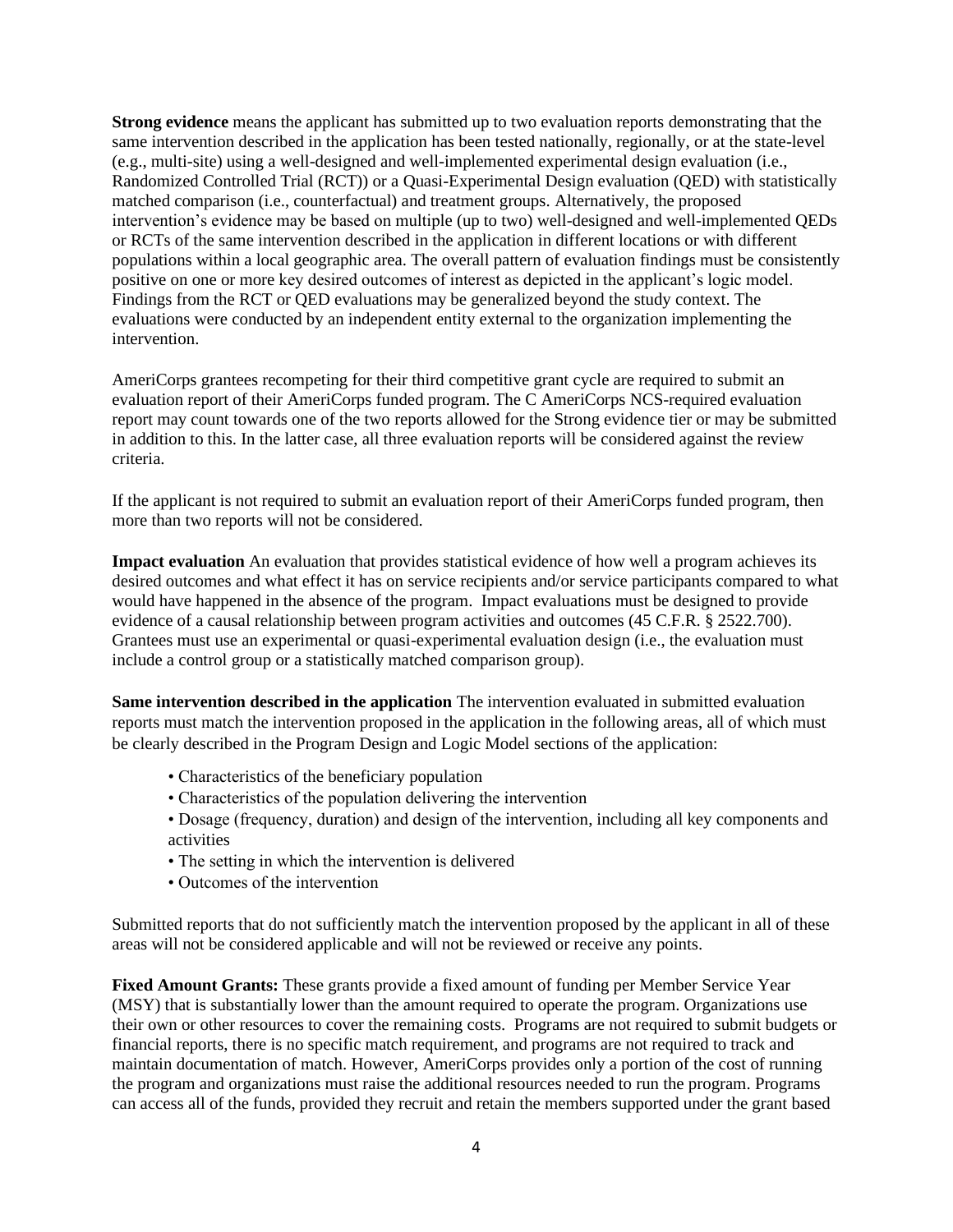**Strong evidence** means the applicant has submitted up to two evaluation reports demonstrating that the same intervention described in the application has been tested nationally, regionally, or at the state-level (e.g., multi-site) using a well-designed and well-implemented experimental design evaluation (i.e., Randomized Controlled Trial (RCT)) or a Quasi-Experimental Design evaluation (QED) with statistically matched comparison (i.e., counterfactual) and treatment groups. Alternatively, the proposed intervention's evidence may be based on multiple (up to two) well-designed and well-implemented QEDs or RCTs of the same intervention described in the application in different locations or with different populations within a local geographic area. The overall pattern of evaluation findings must be consistently positive on one or more key desired outcomes of interest as depicted in the applicant's logic model. Findings from the RCT or QED evaluations may be generalized beyond the study context. The evaluations were conducted by an independent entity external to the organization implementing the intervention.

AmeriCorps grantees recompeting for their third competitive grant cycle are required to submit an evaluation report of their AmeriCorps funded program. The C AmeriCorps NCS-required evaluation report may count towards one of the two reports allowed for the Strong evidence tier or may be submitted in addition to this. In the latter case, all three evaluation reports will be considered against the review criteria.

If the applicant is not required to submit an evaluation report of their AmeriCorps funded program, then more than two reports will not be considered.

**Impact evaluation** An evaluation that provides statistical evidence of how well a program achieves its desired outcomes and what effect it has on service recipients and/or service participants compared to what would have happened in the absence of the program. Impact evaluations must be designed to provide evidence of a causal relationship between program activities and outcomes (45 C.F.R. § 2522.700). Grantees must use an experimental or quasi-experimental evaluation design (i.e., the evaluation must include a control group or a statistically matched comparison group).

**Same intervention described in the application** The intervention evaluated in submitted evaluation reports must match the intervention proposed in the application in the following areas, all of which must be clearly described in the Program Design and Logic Model sections of the application:

- Characteristics of the beneficiary population
- Characteristics of the population delivering the intervention
- Dosage (frequency, duration) and design of the intervention, including all key components and activities
- The setting in which the intervention is delivered
- Outcomes of the intervention

Submitted reports that do not sufficiently match the intervention proposed by the applicant in all of these areas will not be considered applicable and will not be reviewed or receive any points.

**Fixed Amount Grants:** These grants provide a fixed amount of funding per Member Service Year (MSY) that is substantially lower than the amount required to operate the program. Organizations use their own or other resources to cover the remaining costs. Programs are not required to submit budgets or financial reports, there is no specific match requirement, and programs are not required to track and maintain documentation of match. However, AmeriCorps provides only a portion of the cost of running the program and organizations must raise the additional resources needed to run the program. Programs can access all of the funds, provided they recruit and retain the members supported under the grant based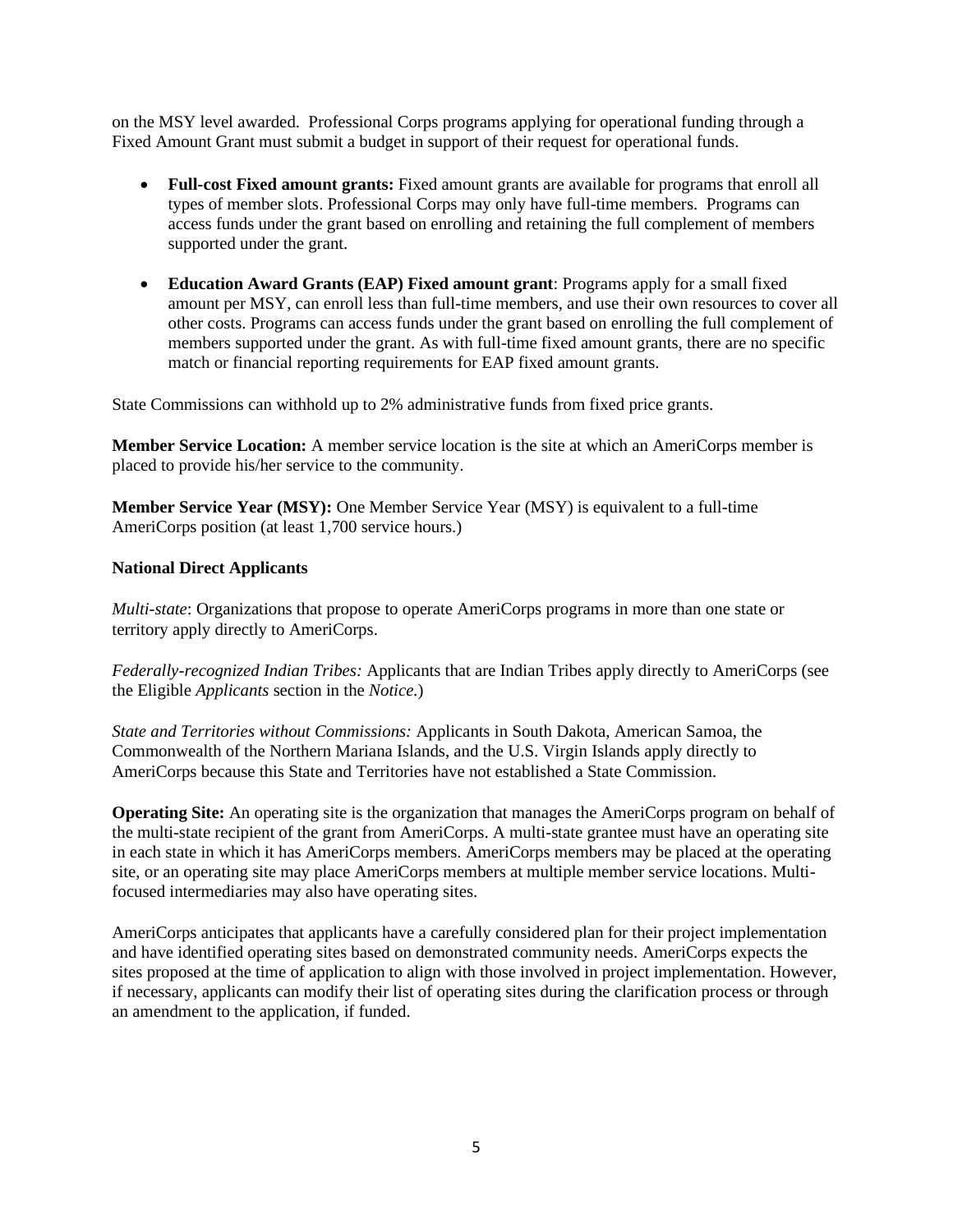on the MSY level awarded. Professional Corps programs applying for operational funding through a Fixed Amount Grant must submit a budget in support of their request for operational funds.

- **Full-cost Fixed amount grants:** Fixed amount grants are available for programs that enroll all types of member slots. Professional Corps may only have full-time members. Programs can access funds under the grant based on enrolling and retaining the full complement of members supported under the grant.

- **Education Award Grants (EAP) Fixed amount grant**: Programs apply for a small fixed amount per MSY, can enroll less than full-time members, and use their own resources to cover all other costs. Programs can access funds under the grant based on enrolling the full complement of members supported under the grant. As with full-time fixed amount grants, there are no specific match or financial reporting requirements for EAP fixed amount grants.

State Commissions can withhold up to 2% administrative funds from fixed price grants.

**Member Service Location:** A member service location is the site at which an AmeriCorps member is placed to provide his/her service to the community.

**Member Service Year (MSY):** One Member Service Year (MSY) is equivalent to a full-time AmeriCorps position (at least 1,700 service hours.)

**National Direct Applicants**

*Multi-state*: Organizations that propose to operate AmeriCorps programs in more than one state or territory apply directly to AmeriCorps.

*Federally-recognized Indian Tribes:* Applicants that are Indian Tribes apply directly to AmeriCorps (see the Eligible *Applicants* section in the *Notice.*)

*State and Territories without Commissions:* Applicants in South Dakota, American Samoa, the Commonwealth of the Northern Mariana Islands, and the U.S. Virgin Islands apply directly to AmeriCorps because this State and Territories have not established a State Commission.

**Operating Site:** An operating site is the organization that manages the AmeriCorps program on behalf of the multi-state recipient of the grant from AmeriCorps. A multi-state grantee must have an operating site in each state in which it has AmeriCorps members. AmeriCorps members may be placed at the operating site, or an operating site may place AmeriCorps members at multiple member service locations. Multi-focused intermediaries may also have operating sites.

AmeriCorps anticipates that applicants have a carefully considered plan for their project implementation and have identified operating sites based on demonstrated community needs. AmeriCorps expects the sites proposed at the time of application to align with those involved in project implementation. However, if necessary, applicants can modify their list of operating sites during the clarification process or through an amendment to the application, if funded.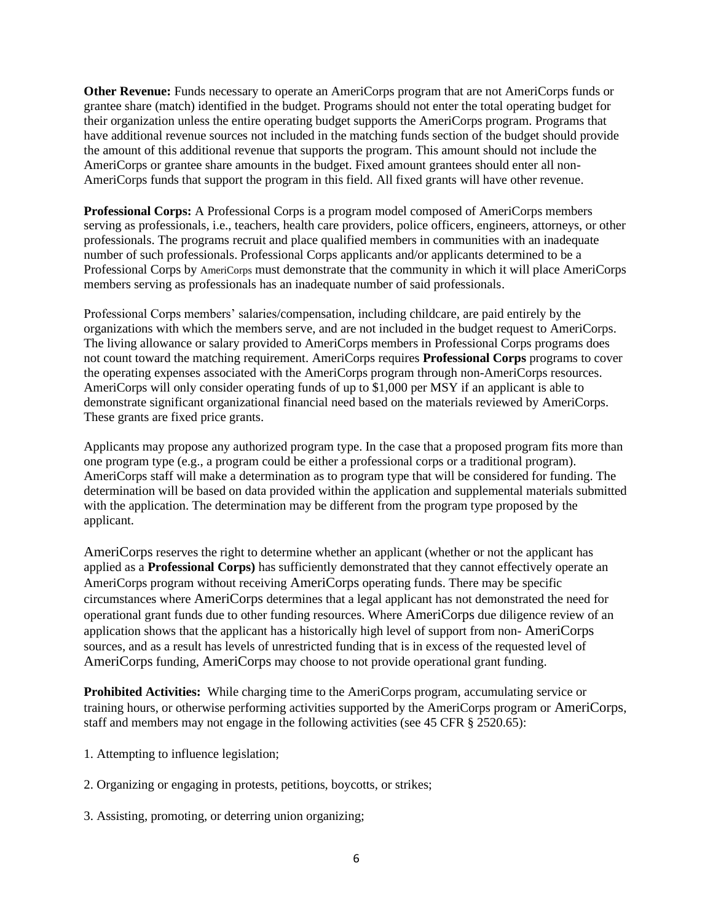**Other Revenue:** Funds necessary to operate an AmeriCorps program that are not AmeriCorps funds or grantee share (match) identified in the budget. Programs should not enter the total operating budget for their organization unless the entire operating budget supports the AmeriCorps program. Programs that have additional revenue sources not included in the matching funds section of the budget should provide the amount of this additional revenue that supports the program. This amount should not include the AmeriCorps or grantee share amounts in the budget. Fixed amount grantees should enter all non-AmeriCorps funds that support the program in this field. All fixed grants will have other revenue.

**Professional Corps:** A Professional Corps is a program model composed of AmeriCorps members serving as professionals, i.e., teachers, health care providers, police officers, engineers, attorneys, or other professionals. The programs recruit and place qualified members in communities with an inadequate number of such professionals. Professional Corps applicants and/or applicants determined to be a Professional Corps by AmeriCorps must demonstrate that the community in which it will place AmeriCorps members serving as professionals has an inadequate number of said professionals.

Professional Corps members' salaries/compensation, including childcare, are paid entirely by the organizations with which the members serve, and are not included in the budget request to AmeriCorps. The living allowance or salary provided to AmeriCorps members in Professional Corps programs does not count toward the matching requirement. AmeriCorps requires **Professional Corps** programs to cover the operating expenses associated with the AmeriCorps program through non-AmeriCorps resources. AmeriCorps will only consider operating funds of up to $1,000 per MSY if an applicant is able to demonstrate significant organizational financial need based on the materials reviewed by AmeriCorps. These grants are fixed price grants.

Applicants may propose any authorized program type. In the case that a proposed program fits more than one program type (e.g., a program could be either a professional corps or a traditional program). AmeriCorps staff will make a determination as to program type that will be considered for funding. The determination will be based on data provided within the application and supplemental materials submitted with the application. The determination may be different from the program type proposed by the applicant.

AmeriCorps reserves the right to determine whether an applicant (whether or not the applicant has applied as a **Professional Corps)** has sufficiently demonstrated that they cannot effectively operate an AmeriCorps program without receiving AmeriCorps operating funds. There may be specific circumstances where AmeriCorps determines that a legal applicant has not demonstrated the need for operational grant funds due to other funding resources. Where AmeriCorps due diligence review of an application shows that the applicant has a historically high level of support from non- AmeriCorps sources, and as a result has levels of unrestricted funding that is in excess of the requested level of AmeriCorps funding, AmeriCorps may choose to not provide operational grant funding.

**Prohibited Activities:** While charging time to the AmeriCorps program, accumulating service or training hours, or otherwise performing activities supported by the AmeriCorps program or AmeriCorps, staff and members may not engage in the following activities (see 45 CFR § 2520.65):

1. Attempting to influence legislation;

2. Organizing or engaging in protests, petitions, boycotts, or strikes;

3. Assisting, promoting, or deterring union organizing;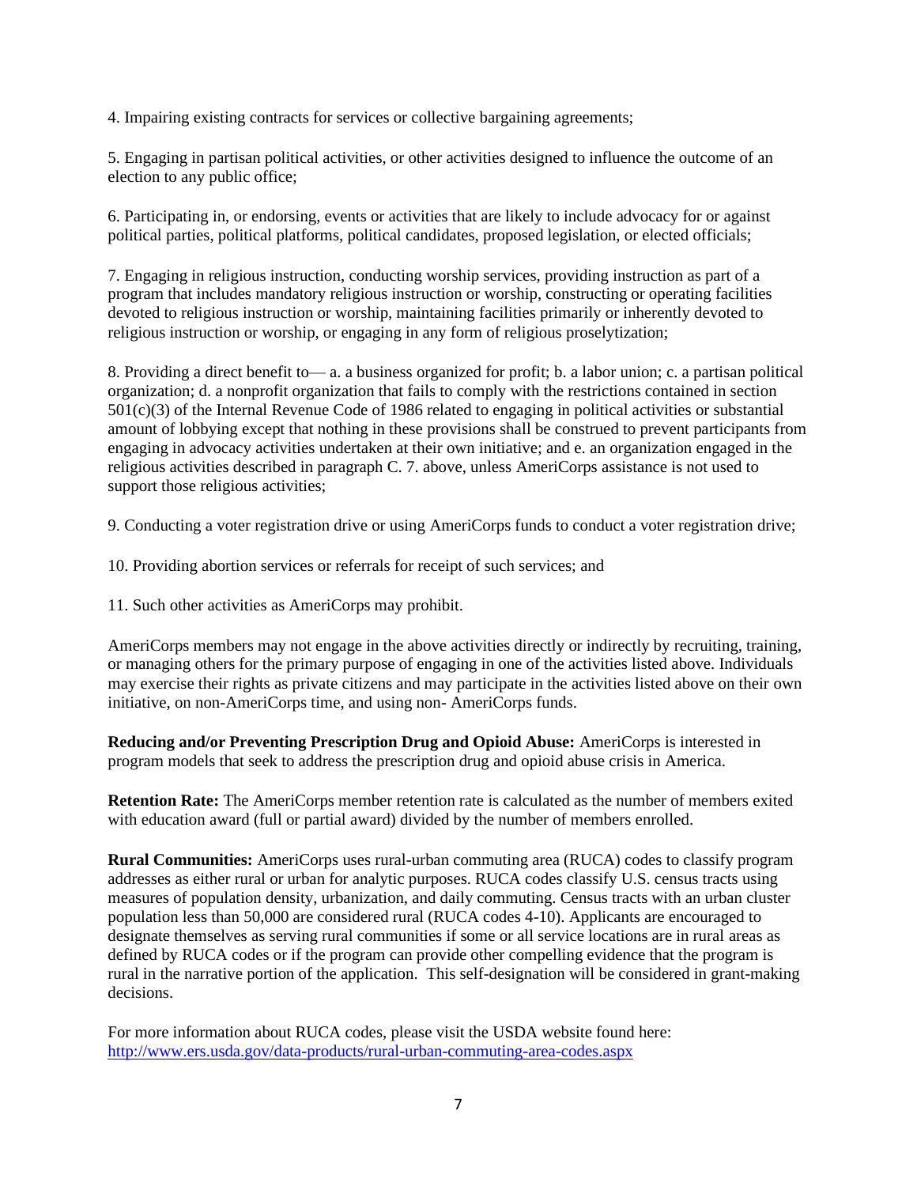4. Impairing existing contracts for services or collective bargaining agreements;

5. Engaging in partisan political activities, or other activities designed to influence the outcome of an election to any public office;

6. Participating in, or endorsing, events or activities that are likely to include advocacy for or against political parties, political platforms, political candidates, proposed legislation, or elected officials;

7. Engaging in religious instruction, conducting worship services, providing instruction as part of a program that includes mandatory religious instruction or worship, constructing or operating facilities devoted to religious instruction or worship, maintaining facilities primarily or inherently devoted to religious instruction or worship, or engaging in any form of religious proselytization;

8. Providing a direct benefit to— a. a business organized for profit; b. a labor union; c. a partisan political organization; d. a nonprofit organization that fails to comply with the restrictions contained in section 501(c)(3) of the Internal Revenue Code of 1986 related to engaging in political activities or substantial amount of lobbying except that nothing in these provisions shall be construed to prevent participants from engaging in advocacy activities undertaken at their own initiative; and e. an organization engaged in the religious activities described in paragraph C. 7. above, unless AmeriCorps assistance is not used to support those religious activities;

9. Conducting a voter registration drive or using AmeriCorps funds to conduct a voter registration drive;

10. Providing abortion services or referrals for receipt of such services; and

11. Such other activities as AmeriCorps may prohibit.

AmeriCorps members may not engage in the above activities directly or indirectly by recruiting, training, or managing others for the primary purpose of engaging in one of the activities listed above. Individuals may exercise their rights as private citizens and may participate in the activities listed above on their own initiative, on non-AmeriCorps time, and using non- AmeriCorps funds.

**Reducing and/or Preventing Prescription Drug and Opioid Abuse:** AmeriCorps is interested in program models that seek to address the prescription drug and opioid abuse crisis in America.

**Retention Rate:** The AmeriCorps member retention rate is calculated as the number of members exited with education award (full or partial award) divided by the number of members enrolled.

**Rural Communities:** AmeriCorps uses rural-urban commuting area (RUCA) codes to classify program addresses as either rural or urban for analytic purposes. RUCA codes classify U.S. census tracts using measures of population density, urbanization, and daily commuting. Census tracts with an urban cluster population less than 50,000 are considered rural (RUCA codes 4-10). Applicants are encouraged to designate themselves as serving rural communities if some or all service locations are in rural areas as defined by RUCA codes or if the program can provide other compelling evidence that the program is rural in the narrative portion of the application. This self-designation will be considered in grant-making decisions.

For more information about RUCA codes, please visit the USDA website found here: [http://www.ers.usda.gov/data-products/rural-urban-commuting-area-codes.aspx](http://www.ers.usda.gov/data-products/rural-urban-commuting-area-codes.aspx)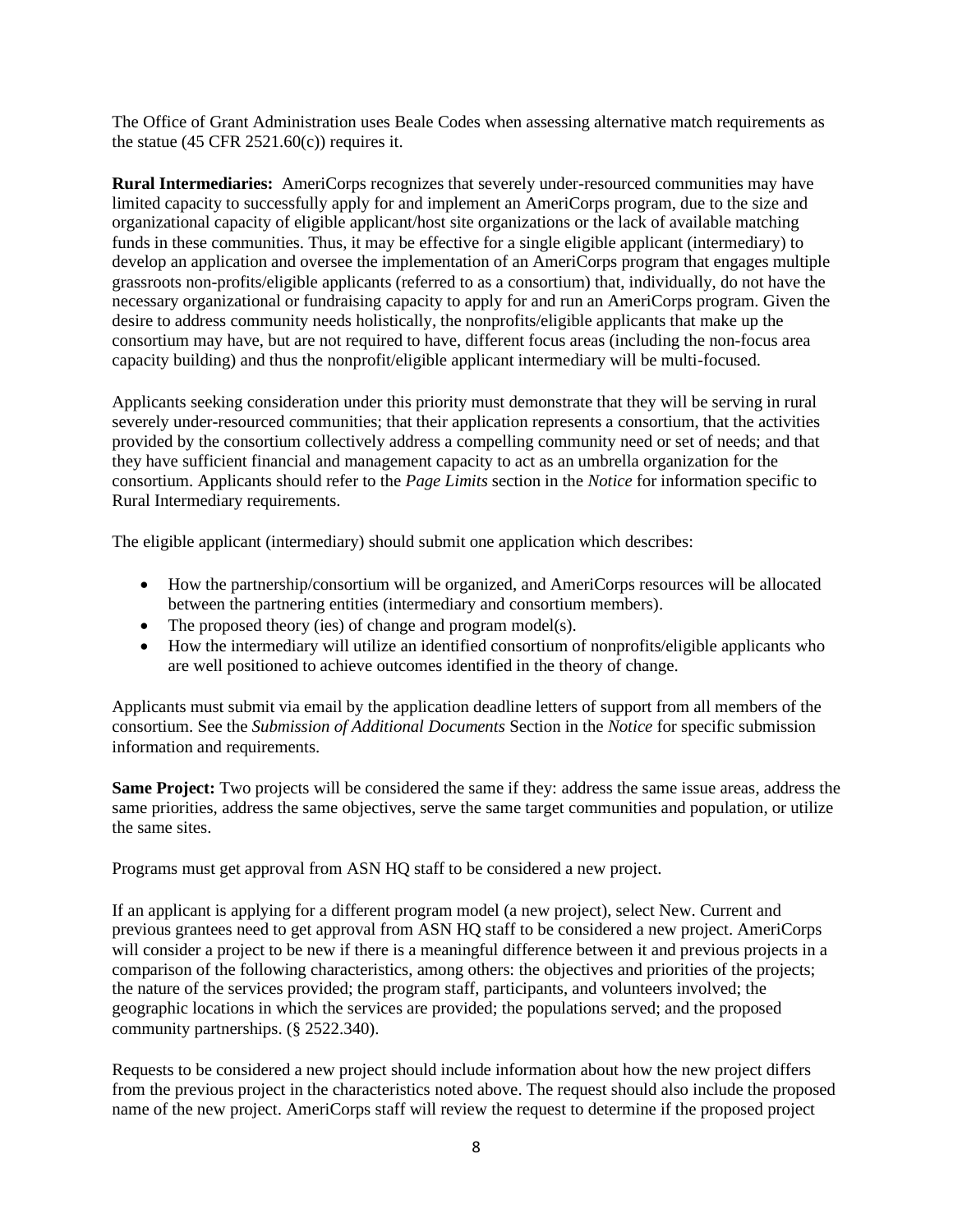The Office of Grant Administration uses Beale Codes when assessing alternative match requirements as the statue (45 CFR 2521.60(c)) requires it.

**Rural Intermediaries:** AmeriCorps recognizes that severely under-resourced communities may have limited capacity to successfully apply for and implement an AmeriCorps program, due to the size and organizational capacity of eligible applicant/host site organizations or the lack of available matching funds in these communities. Thus, it may be effective for a single eligible applicant (intermediary) to develop an application and oversee the implementation of an AmeriCorps program that engages multiple grassroots non-profits/eligible applicants (referred to as a consortium) that, individually, do not have the necessary organizational or fundraising capacity to apply for and run an AmeriCorps program. Given the desire to address community needs holistically, the nonprofits/eligible applicants that make up the consortium may have, but are not required to have, different focus areas (including the non-focus area capacity building) and thus the nonprofit/eligible applicant intermediary will be multi-focused.

Applicants seeking consideration under this priority must demonstrate that they will be serving in rural severely under-resourced communities; that their application represents a consortium, that the activities provided by the consortium collectively address a compelling community need or set of needs; and that they have sufficient financial and management capacity to act as an umbrella organization for the consortium. Applicants should refer to the *Page Limits* section in the *Notice* for information specific to Rural Intermediary requirements.

The eligible applicant (intermediary) should submit one application which describes:

- How the partnership/consortium will be organized, and AmeriCorps resources will be allocated between the partnering entities (intermediary and consortium members).
- The proposed theory (ies) of change and program model(s).
- How the intermediary will utilize an identified consortium of nonprofits/eligible applicants who are well positioned to achieve outcomes identified in the theory of change.

Applicants must submit via email by the application deadline letters of support from all members of the consortium. See the *Submission of Additional Documents* Section in the *Notice* for specific submission information and requirements.

**Same Project:** Two projects will be considered the same if they: address the same issue areas, address the same priorities, address the same objectives, serve the same target communities and population, or utilize the same sites.

Programs must get approval from ASN HQ staff to be considered a new project.

If an applicant is applying for a different program model (a new project), select New. Current and previous grantees need to get approval from ASN HQ staff to be considered a new project. AmeriCorps will consider a project to be new if there is a meaningful difference between it and previous projects in a comparison of the following characteristics, among others: the objectives and priorities of the projects; the nature of the services provided; the program staff, participants, and volunteers involved; the geographic locations in which the services are provided; the populations served; and the proposed community partnerships. (§ 2522.340).

Requests to be considered a new project should include information about how the new project differs from the previous project in the characteristics noted above. The request should also include the proposed name of the new project. AmeriCorps staff will review the request to determine if the proposed project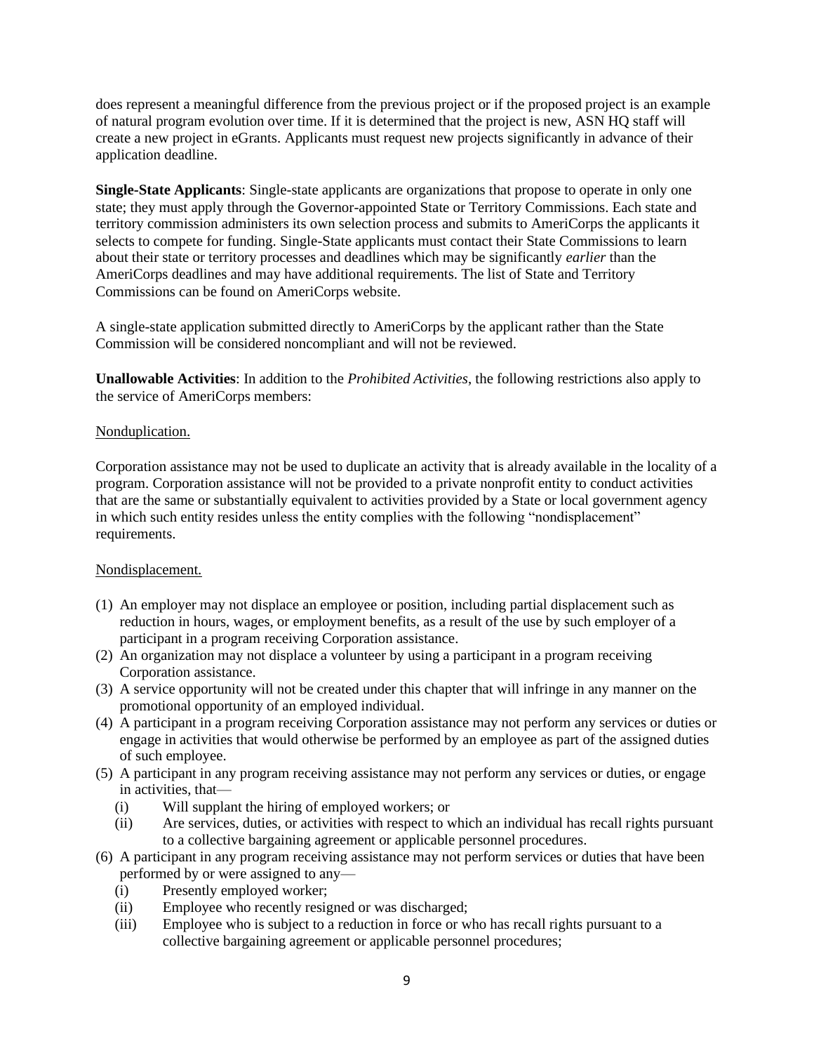does represent a meaningful difference from the previous project or if the proposed project is an example of natural program evolution over time. If it is determined that the project is new, ASN HQ staff will create a new project in eGrants. Applicants must request new projects significantly in advance of their application deadline.

**Single-State Applicants**: Single-state applicants are organizations that propose to operate in only one state; they must apply through the Governor-appointed State or Territory Commissions. Each state and territory commission administers its own selection process and submits to AmeriCorps the applicants it selects to compete for funding. Single-State applicants must contact their State Commissions to learn about their state or territory processes and deadlines which may be significantly *earlier* than the AmeriCorps deadlines and may have additional requirements. The list of State and Territory Commissions can be found on AmeriCorps website.

A single-state application submitted directly to AmeriCorps by the applicant rather than the State Commission will be considered noncompliant and will not be reviewed.

**Unallowable Activities**: In addition to the *Prohibited Activities*, the following restrictions also apply to the service of AmeriCorps members:

Nonduplication.

Corporation assistance may not be used to duplicate an activity that is already available in the locality of a program. Corporation assistance will not be provided to a private nonprofit entity to conduct activities that are the same or substantially equivalent to activities provided by a State or local government agency in which such entity resides unless the entity complies with the following "nondisplacement" requirements.

Nondisplacement.

(1) An employer may not displace an employee or position, including partial displacement such as reduction in hours, wages, or employment benefits, as a result of the use by such employer of a participant in a program receiving Corporation assistance.
(2) An organization may not displace a volunteer by using a participant in a program receiving Corporation assistance.
(3) A service opportunity will not be created under this chapter that will infringe in any manner on the promotional opportunity of an employed individual.
(4) A participant in a program receiving Corporation assistance may not perform any services or duties or engage in activities that would otherwise be performed by an employee as part of the assigned duties of such employee.
(5) A participant in any program receiving assistance may not perform any services or duties, or engage in activities, that—
    (i) Will supplant the hiring of employed workers; or
    (ii) Are services, duties, or activities with respect to which an individual has recall rights pursuant to a collective bargaining agreement or applicable personnel procedures.
(6) A participant in any program receiving assistance may not perform services or duties that have been performed by or were assigned to any—
    (i) Presently employed worker;
    (ii) Employee who recently resigned or was discharged;
    (iii) Employee who is subject to a reduction in force or who has recall rights pursuant to a collective bargaining agreement or applicable personnel procedures;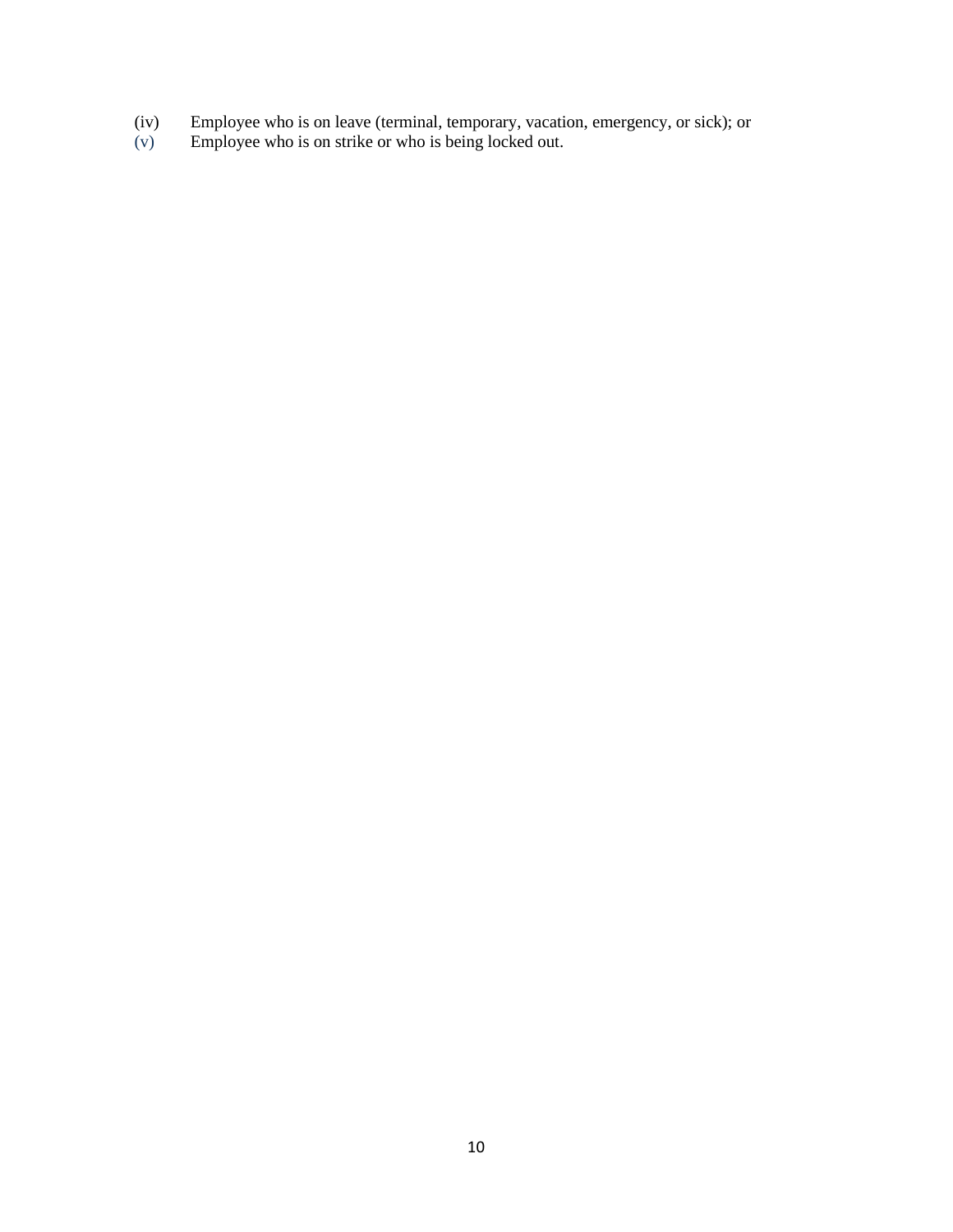(iv) Employee who is on leave (terminal, temporary, vacation, emergency, or sick); or
(v) Employee who is on strike or who is being locked out.